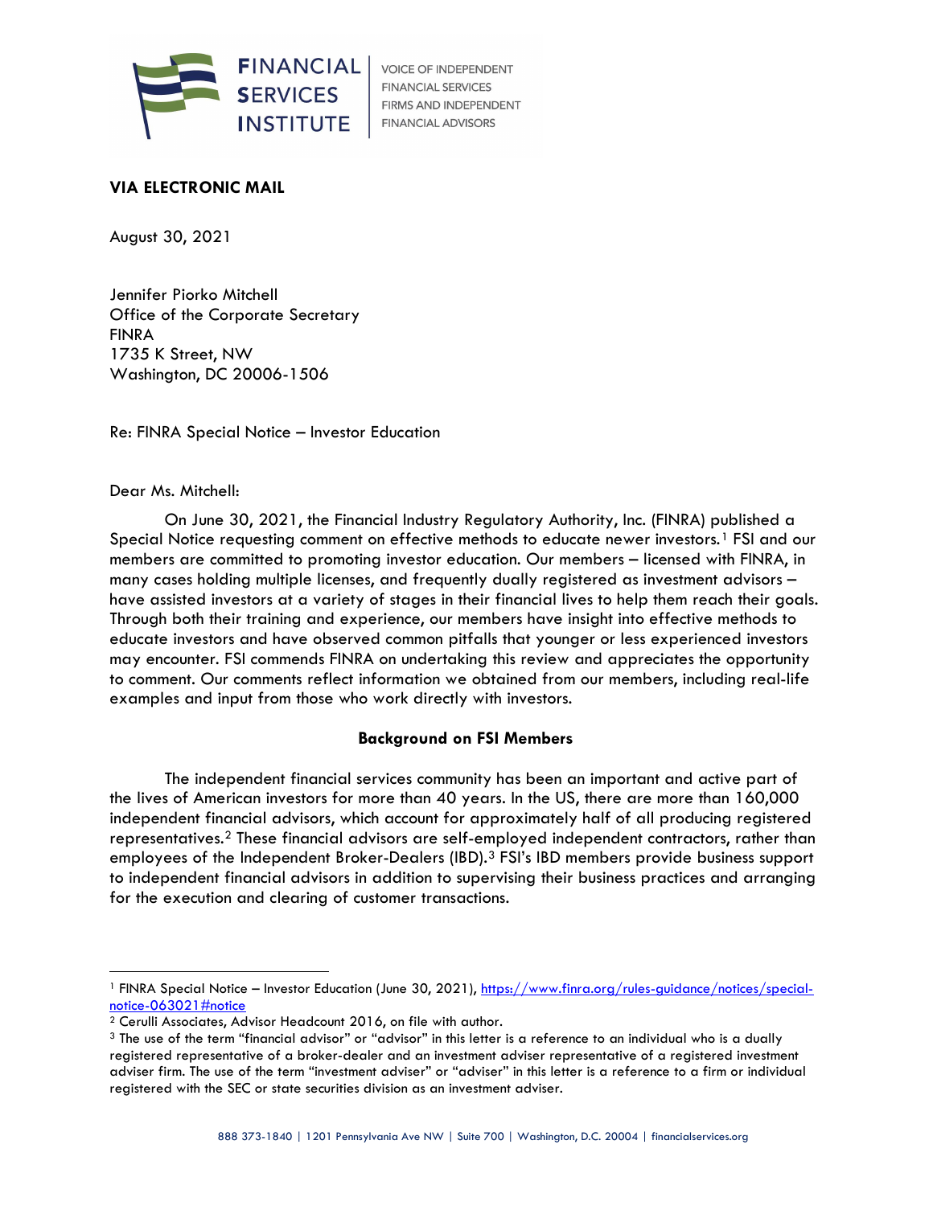FINANCIAL SERVICES INSTITUTE | VOICE OF INDEPENDENT FINANCIAL SERVICES FIRMS AND INDEPENDENT FINANCIAL ADVISORS

**VIA ELECTRONIC MAIL**

August 30, 2021

Jennifer Piorko Mitchell
Office of the Corporate Secretary
FINRA
1735 K Street, NW
Washington, DC 20006-1506

Re: FINRA Special Notice – Investor Education

Dear Ms. Mitchell:

On June 30, 2021, the Financial Industry Regulatory Authority, Inc. (FINRA) published a Special Notice requesting comment on effective methods to educate newer investors.[1] FSI and our members are committed to promoting investor education. Our members – licensed with FINRA, in many cases holding multiple licenses, and frequently dually registered as investment advisors – have assisted investors at a variety of stages in their financial lives to help them reach their goals. Through both their training and experience, our members have insight into effective methods to educate investors and have observed common pitfalls that younger or less experienced investors may encounter. FSI commends FINRA on undertaking this review and appreciates the opportunity to comment. Our comments reflect information we obtained from our members, including real-life examples and input from those who work directly with investors.

**Background on FSI Members**

The independent financial services community has been an important and active part of the lives of American investors for more than 40 years. In the US, there are more than 160,000 independent financial advisors, which account for approximately half of all producing registered representatives.[2] These financial advisors are self-employed independent contractors, rather than employees of the Independent Broker-Dealers (IBD).[3] FSI's IBD members provide business support to independent financial advisors in addition to supervising their business practices and arranging for the execution and clearing of customer transactions.

---

[1] FINRA Special Notice – Investor Education (June 30, 2021), https://www.finra.org/rules-guidance/notices/special-notice-063021#notice

[2] Cerulli Associates, Advisor Headcount 2016, on file with author.

[3] The use of the term "financial advisor" or "advisor" in this letter is a reference to an individual who is a dually registered representative of a broker-dealer and an investment adviser representative of a registered investment adviser firm. The use of the term "investment adviser" or "adviser" in this letter is a reference to a firm or individual registered with the SEC or state securities division as an investment adviser.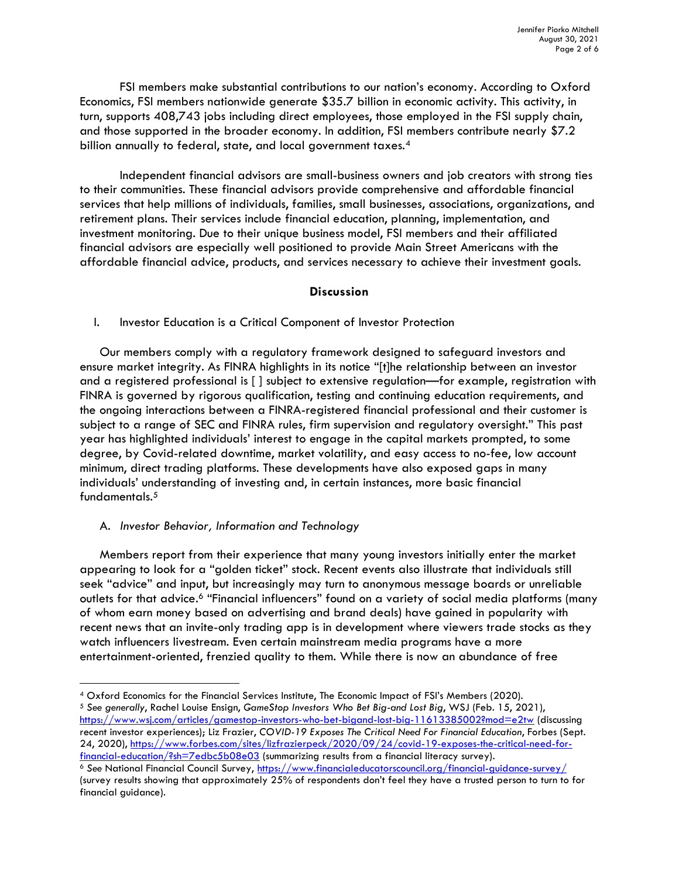FSI members make substantial contributions to our nation's economy. According to Oxford Economics, FSI members nationwide generate $35.7 billion in economic activity. This activity, in turn, supports 408,743 jobs including direct employees, those employed in the FSI supply chain, and those supported in the broader economy. In addition, FSI members contribute nearly $7.2 billion annually to federal, state, and local government taxes.[4]

Independent financial advisors are small-business owners and job creators with strong ties to their communities. These financial advisors provide comprehensive and affordable financial services that help millions of individuals, families, small businesses, associations, organizations, and retirement plans. Their services include financial education, planning, implementation, and investment monitoring. Due to their unique business model, FSI members and their affiliated financial advisors are especially well positioned to provide Main Street Americans with the affordable financial advice, products, and services necessary to achieve their investment goals.

## Discussion

### I. Investor Education is a Critical Component of Investor Protection

Our members comply with a regulatory framework designed to safeguard investors and ensure market integrity. As FINRA highlights in its notice "[t]he relationship between an investor and a registered professional is [ ] subject to extensive regulation—for example, registration with FINRA is governed by rigorous qualification, testing and continuing education requirements, and the ongoing interactions between a FINRA-registered financial professional and their customer is subject to a range of SEC and FINRA rules, firm supervision and regulatory oversight." This past year has highlighted individuals' interest to engage in the capital markets prompted, to some degree, by Covid-related downtime, market volatility, and easy access to no-fee, low account minimum, direct trading platforms. These developments have also exposed gaps in many individuals' understanding of investing and, in certain instances, more basic financial fundamentals.[5]

#### A. *Investor Behavior, Information and Technology*

Members report from their experience that many young investors initially enter the market appearing to look for a "golden ticket" stock. Recent events also illustrate that individuals still seek "advice" and input, but increasingly may turn to anonymous message boards or unreliable outlets for that advice.[6] "Financial influencers" found on a variety of social media platforms (many of whom earn money based on advertising and brand deals) have gained in popularity with recent news that an invite-only trading app is in development where viewers trade stocks as they watch influencers livestream. Even certain mainstream media programs have a more entertainment-oriented, frenzied quality to them. While there is now an abundance of free

---

[4] Oxford Economics for the Financial Services Institute, The Economic Impact of FSI's Members (2020).

[5] *See generally*, Rachel Louise Ensign, *GameStop Investors Who Bet Big-and Lost Big*, WSJ (Feb. 15, 2021), https://www.wsj.com/articles/gamestop-investors-who-bet-bigand-lost-big-11613385002?mod=e2tw (discussing recent investor experiences); Liz Frazier, *COVID-19 Exposes The Critical Need For Financial Education*, Forbes (Sept. 24, 2020), https://www.forbes.com/sites/lizfrazierpeck/2020/09/24/covid-19-exposes-the-critical-need-for-financial-education/?sh=7edbc5b08e03 (summarizing results from a financial literacy survey).

[6] *See* National Financial Council Survey, https://www.financialeducatorscouncil.org/financial-guidance-survey/ (survey results showing that approximately 25% of respondents don't feel they have a trusted person to turn to for financial guidance).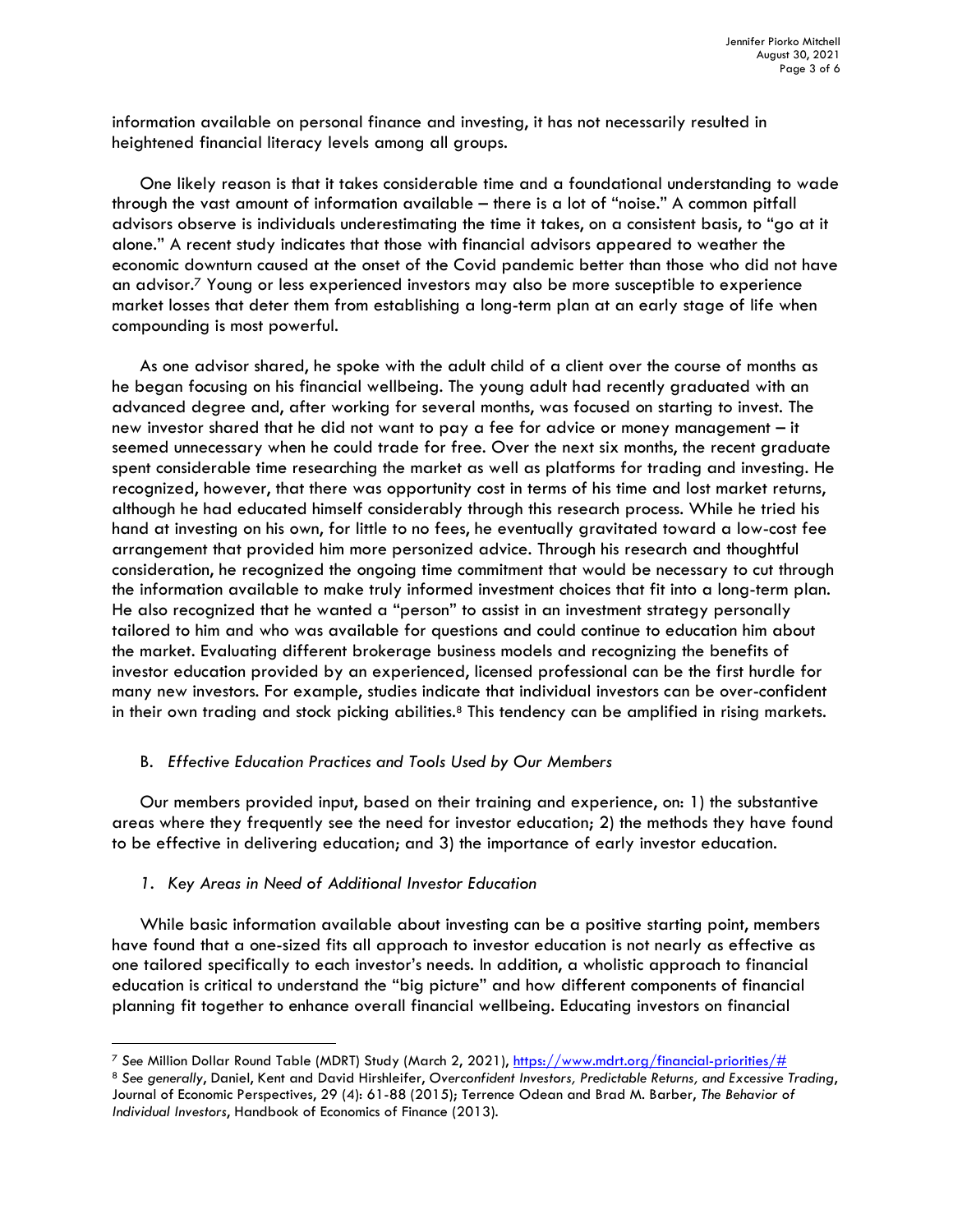information available on personal finance and investing, it has not necessarily resulted in heightened financial literacy levels among all groups.

One likely reason is that it takes considerable time and a foundational understanding to wade through the vast amount of information available – there is a lot of "noise." A common pitfall advisors observe is individuals underestimating the time it takes, on a consistent basis, to "go at it alone." A recent study indicates that those with financial advisors appeared to weather the economic downturn caused at the onset of the Covid pandemic better than those who did not have an advisor.[7] Young or less experienced investors may also be more susceptible to experience market losses that deter them from establishing a long-term plan at an early stage of life when compounding is most powerful.

As one advisor shared, he spoke with the adult child of a client over the course of months as he began focusing on his financial wellbeing. The young adult had recently graduated with an advanced degree and, after working for several months, was focused on starting to invest. The new investor shared that he did not want to pay a fee for advice or money management – it seemed unnecessary when he could trade for free. Over the next six months, the recent graduate spent considerable time researching the market as well as platforms for trading and investing. He recognized, however, that there was opportunity cost in terms of his time and lost market returns, although he had educated himself considerably through this research process. While he tried his hand at investing on his own, for little to no fees, he eventually gravitated toward a low-cost fee arrangement that provided him more personized advice. Through his research and thoughtful consideration, he recognized the ongoing time commitment that would be necessary to cut through the information available to make truly informed investment choices that fit into a long-term plan. He also recognized that he wanted a "person" to assist in an investment strategy personally tailored to him and who was available for questions and could continue to education him about the market. Evaluating different brokerage business models and recognizing the benefits of investor education provided by an experienced, licensed professional can be the first hurdle for many new investors. For example, studies indicate that individual investors can be over-confident in their own trading and stock picking abilities.[8] This tendency can be amplified in rising markets.

### B. *Effective Education Practices and Tools Used by Our Members*

Our members provided input, based on their training and experience, on: 1) the substantive areas where they frequently see the need for investor education; 2) the methods they have found to be effective in delivering education; and 3) the importance of early investor education.

#### 1. *Key Areas in Need of Additional Investor Education*

While basic information available about investing can be a positive starting point, members have found that a one-sized fits all approach to investor education is not nearly as effective as one tailored specifically to each investor's needs. In addition, a wholistic approach to financial education is critical to understand the "big picture" and how different components of financial planning fit together to enhance overall financial wellbeing. Educating investors on financial

---

[7] *See* Million Dollar Round Table (MDRT) Study (March 2, 2021), https://www.mdrt.org/financial-priorities/#

[8] *See generally*, Daniel, Kent and David Hirshleifer, *Overconfident Investors, Predictable Returns, and Excessive Trading*, Journal of Economic Perspectives, 29 (4): 61-88 (2015); Terrence Odean and Brad M. Barber, *The Behavior of Individual Investors*, Handbook of Economics of Finance (2013).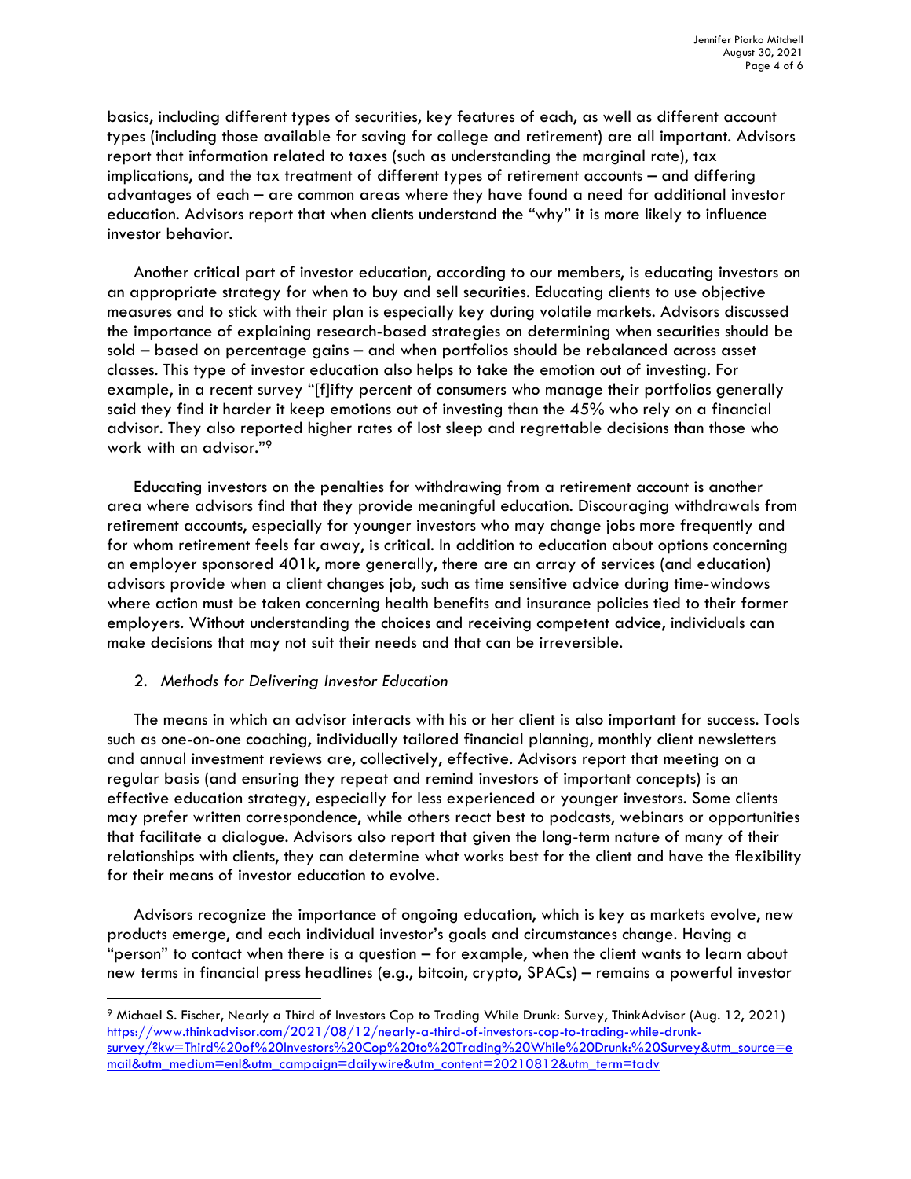basics, including different types of securities, key features of each, as well as different account types (including those available for saving for college and retirement) are all important. Advisors report that information related to taxes (such as understanding the marginal rate), tax implications, and the tax treatment of different types of retirement accounts – and differing advantages of each – are common areas where they have found a need for additional investor education. Advisors report that when clients understand the "why" it is more likely to influence investor behavior.

Another critical part of investor education, according to our members, is educating investors on an appropriate strategy for when to buy and sell securities. Educating clients to use objective measures and to stick with their plan is especially key during volatile markets. Advisors discussed the importance of explaining research-based strategies on determining when securities should be sold – based on percentage gains – and when portfolios should be rebalanced across asset classes. This type of investor education also helps to take the emotion out of investing. For example, in a recent survey "[f]ifty percent of consumers who manage their portfolios generally said they find it harder it keep emotions out of investing than the 45% who rely on a financial advisor. They also reported higher rates of lost sleep and regrettable decisions than those who work with an advisor."[9]

Educating investors on the penalties for withdrawing from a retirement account is another area where advisors find that they provide meaningful education. Discouraging withdrawals from retirement accounts, especially for younger investors who may change jobs more frequently and for whom retirement feels far away, is critical. In addition to education about options concerning an employer sponsored 401k, more generally, there are an array of services (and education) advisors provide when a client changes job, such as time sensitive advice during time-windows where action must be taken concerning health benefits and insurance policies tied to their former employers. Without understanding the choices and receiving competent advice, individuals can make decisions that may not suit their needs and that can be irreversible.

2. *Methods for Delivering Investor Education*

The means in which an advisor interacts with his or her client is also important for success. Tools such as one-on-one coaching, individually tailored financial planning, monthly client newsletters and annual investment reviews are, collectively, effective. Advisors report that meeting on a regular basis (and ensuring they repeat and remind investors of important concepts) is an effective education strategy, especially for less experienced or younger investors. Some clients may prefer written correspondence, while others react best to podcasts, webinars or opportunities that facilitate a dialogue. Advisors also report that given the long-term nature of many of their relationships with clients, they can determine what works best for the client and have the flexibility for their means of investor education to evolve.

Advisors recognize the importance of ongoing education, which is key as markets evolve, new products emerge, and each individual investor's goals and circumstances change. Having a "person" to contact when there is a question – for example, when the client wants to learn about new terms in financial press headlines (e.g., bitcoin, crypto, SPACs) – remains a powerful investor

---

[9] Michael S. Fischer, Nearly a Third of Investors Cop to Trading While Drunk: Survey, ThinkAdvisor (Aug. 12, 2021) https://www.thinkadvisor.com/2021/08/12/nearly-a-third-of-investors-cop-to-trading-while-drunk-survey/?kw=Third%20of%20Investors%20Cop%20to%20Trading%20While%20Drunk:%20Survey&utm_source=email&utm_medium=enl&utm_campaign=dailywire&utm_content=20210812&utm_term=tadv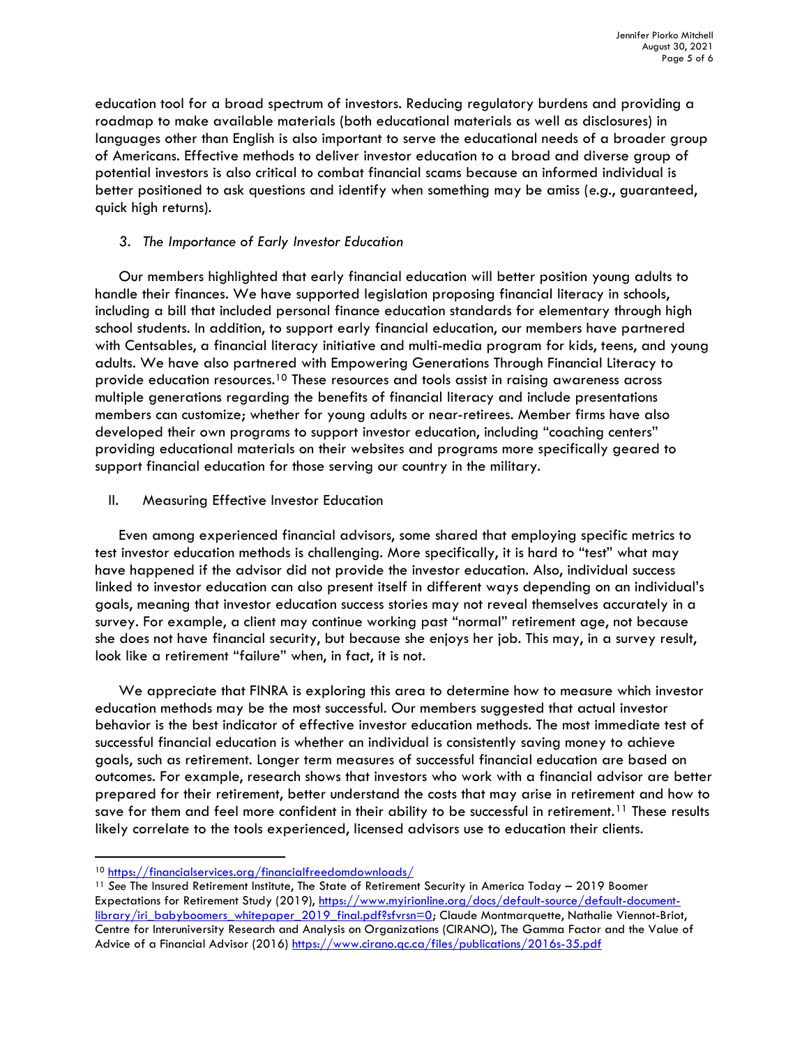education tool for a broad spectrum of investors. Reducing regulatory burdens and providing a roadmap to make available materials (both educational materials as well as disclosures) in languages other than English is also important to serve the educational needs of a broader group of Americans. Effective methods to deliver investor education to a broad and diverse group of potential investors is also critical to combat financial scams because an informed individual is better positioned to ask questions and identify when something may be amiss (*e.g.*, guaranteed, quick high returns).

### 3. *The Importance of Early Investor Education*

Our members highlighted that early financial education will better position young adults to handle their finances. We have supported legislation proposing financial literacy in schools, including a bill that included personal finance education standards for elementary through high school students. In addition, to support early financial education, our members have partnered with Centsables, a financial literacy initiative and multi-media program for kids, teens, and young adults. We have also partnered with Empowering Generations Through Financial Literacy to provide education resources.[10] These resources and tools assist in raising awareness across multiple generations regarding the benefits of financial literacy and include presentations members can customize; whether for young adults or near-retirees. Member firms have also developed their own programs to support investor education, including "coaching centers" providing educational materials on their websites and programs more specifically geared to support financial education for those serving our country in the military.

## II. Measuring Effective Investor Education

Even among experienced financial advisors, some shared that employing specific metrics to test investor education methods is challenging. More specifically, it is hard to "test" what may have happened if the advisor did not provide the investor education. Also, individual success linked to investor education can also present itself in different ways depending on an individual's goals, meaning that investor education success stories may not reveal themselves accurately in a survey. For example, a client may continue working past "normal" retirement age, not because she does not have financial security, but because she enjoys her job. This may, in a survey result, look like a retirement "failure" when, in fact, it is not.

We appreciate that FINRA is exploring this area to determine how to measure which investor education methods may be the most successful. Our members suggested that actual investor behavior is the best indicator of effective investor education methods. The most immediate test of successful financial education is whether an individual is consistently saving money to achieve goals, such as retirement. Longer term measures of successful financial education are based on outcomes. For example, research shows that investors who work with a financial advisor are better prepared for their retirement, better understand the costs that may arise in retirement and how to save for them and feel more confident in their ability to be successful in retirement.[11] These results likely correlate to the tools experienced, licensed advisors use to education their clients.

---

[10] https://financialservices.org/financialfreedomdownloads/

[11] *See* The Insured Retirement Institute, The State of Retirement Security in America Today – 2019 Boomer Expectations for Retirement Study (2019), https://www.myirionline.org/docs/default-source/default-document-library/iri_babyboomers_whitepaper_2019_final.pdf?sfvrsn=0; Claude Montmarquette, Nathalie Viennot-Briot, Centre for Interuniversity Research and Analysis on Organizations (CIRANO), The Gamma Factor and the Value of Advice of a Financial Advisor (2016) https://www.cirano.qc.ca/files/publications/2016s-35.pdf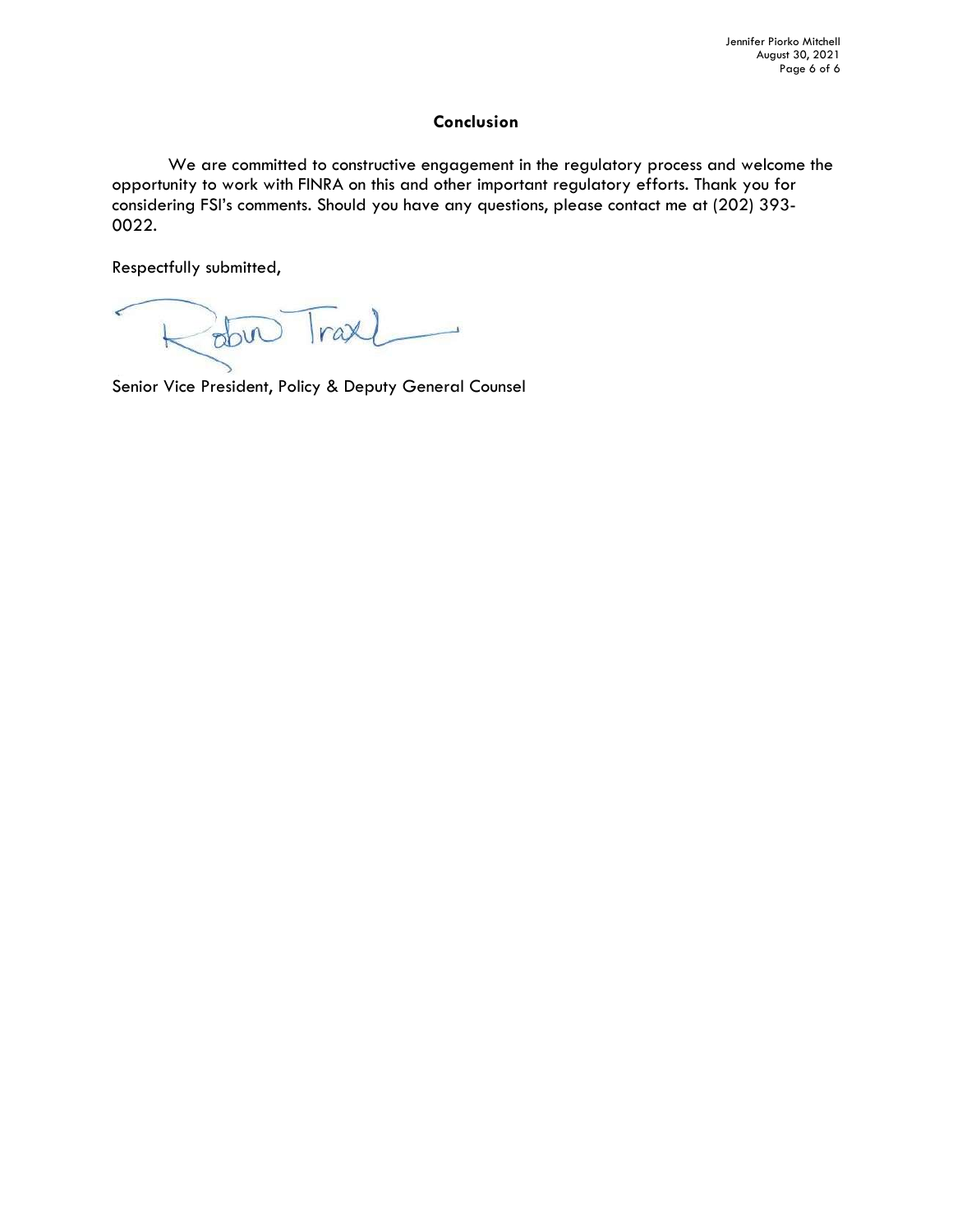## Conclusion

We are committed to constructive engagement in the regulatory process and welcome the opportunity to work with FINRA on this and other important regulatory efforts. Thank you for considering FSI's comments. Should you have any questions, please contact me at (202) 393-0022.

Respectfully submitted,

Robin Traxler

Senior Vice President, Policy & Deputy General Counsel